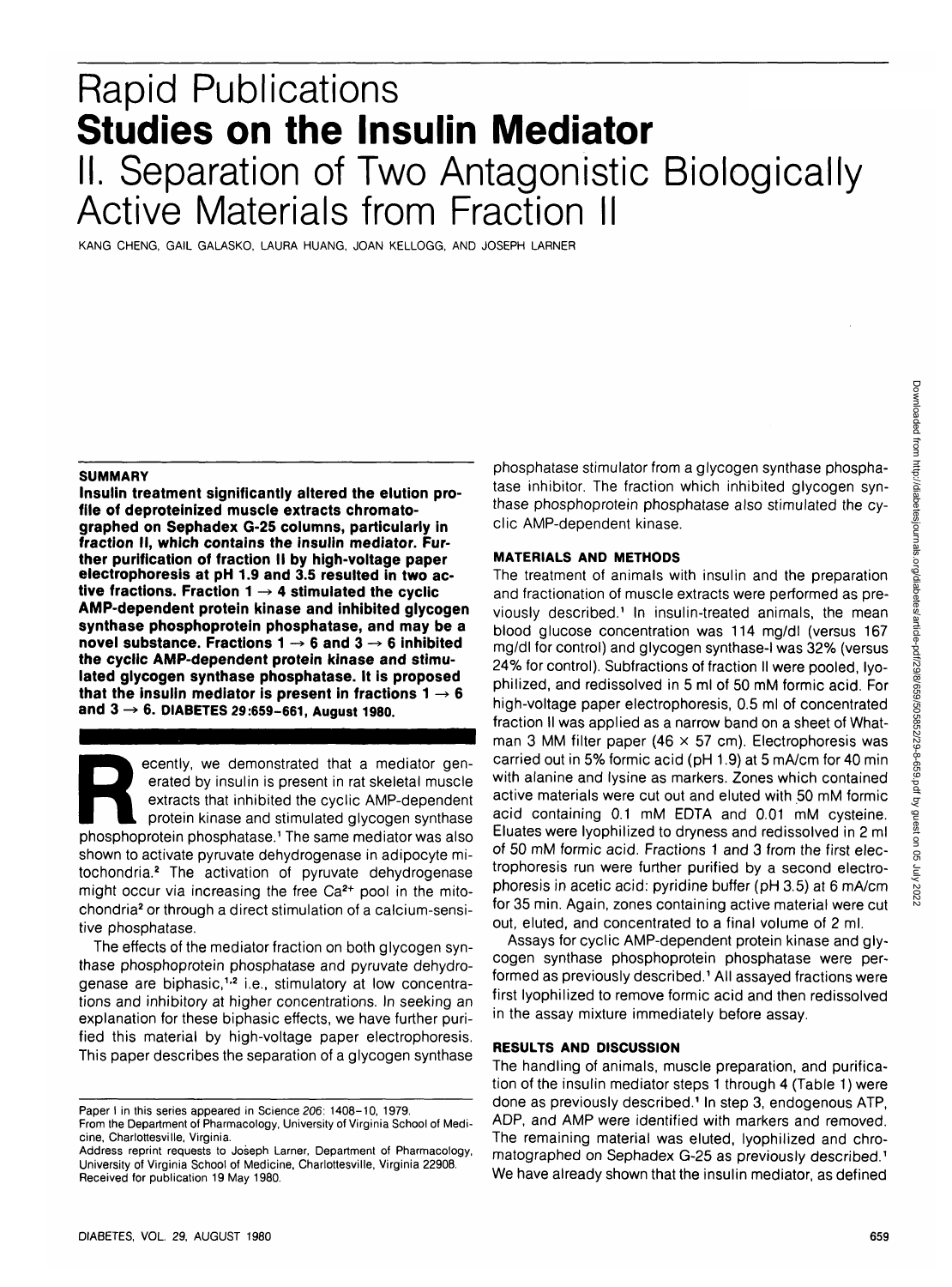# Rapid Publications

# Studies on the Insulin Mediator

## II. Separation of Two Antagonistic Biologically Active Materials from Fraction II

KANG CHENG, GAIL GALASKO, LAURA HUANG, JOAN KELLOGG, AND JOSEPH LARNER

### SUMMARY

**Insulin treatment significantly altered the elution profile of deproteinized muscle extracts chromatographed on Sephadex G-25 columns, particularly in fraction II, which contains the insulin mediator. Further purification of fraction II by high-voltage paper electrophoresis at pH 1.9 and 3.5 resulted in two active fractions. Fraction 1 → 4 stimulated the cyclic AMP-dependent protein kinase and inhibited glycogen synthase phosphoprotein phosphatase, and may be a novel substance. Fractions 1 → 6 and 3 → 6 inhibited the cyclic AMP-dependent protein kinase and stimulated glycogen synthase phosphatase. It is proposed that the insulin mediator is present in fractions 1 → 6 and 3 → 6. DIABETES 29:659–661, August 1980.**

Recently, we demonstrated that a mediator generated by insulin is present in rat skeletal muscle extracts that inhibited the cyclic AMP-dependent protein kinase and stimulated glycogen synthase phosphoprotein phosphatase.[1] The same mediator was also shown to activate pyruvate dehydrogenase in adipocyte mitochondria.[2] The activation of pyruvate dehydrogenase might occur via increasing the free $Ca^{2+}$ pool in the mitochondria[2] or through a direct stimulation of a calcium-sensitive phosphatase.

The effects of the mediator fraction on both glycogen synthase phosphoprotein phosphatase and pyruvate dehydrogenase are biphasic,[1,2] i.e., stimulatory at low concentrations and inhibitory at higher concentrations. In seeking an explanation for these biphasic effects, we have further purified this material by high-voltage paper electrophoresis. This paper describes the separation of a glycogen synthase phosphatase stimulator from a glycogen synthase phosphatase inhibitor. The fraction which inhibited glycogen synthase phosphoprotein phosphatase also stimulated the cyclic AMP-dependent kinase.

Paper I in this series appeared in Science 206: 1408–10, 1979.
From the Department of Pharmacology, University of Virginia School of Medicine, Charlottesville, Virginia.
Address reprint requests to Joseph Larner, Department of Pharmacology, University of Virginia School of Medicine, Charlottesville, Virginia 22908.
Received for publication 19 May 1980.

### MATERIALS AND METHODS

The treatment of animals with insulin and the preparation and fractionation of muscle extracts were performed as previously described.[1] In insulin-treated animals, the mean blood glucose concentration was 114 mg/dl (versus 167 mg/dl for control) and glycogen synthase-I was 32% (versus 24% for control). Subfractions of fraction II were pooled, lyophilized, and redissolved in 5 ml of 50 mM formic acid. For high-voltage paper electrophoresis, 0.5 ml of concentrated fraction II was applied as a narrow band on a sheet of Whatman 3 MM filter paper (46 × 57 cm). Electrophoresis was carried out in 5% formic acid (pH 1.9) at 5 mA/cm for 40 min with alanine and lysine as markers. Zones which contained active materials were cut out and eluted with 50 mM formic acid containing 0.1 mM EDTA and 0.01 mM cysteine. Eluates were lyophilized to dryness and redissolved in 2 ml of 50 mM formic acid. Fractions 1 and 3 from the first electrophoresis run were further purified by a second electrophoresis in acetic acid: pyridine buffer (pH 3.5) at 6 mA/cm for 35 min. Again, zones containing active material were cut out, eluted, and concentrated to a final volume of 2 ml.

Assays for cyclic AMP-dependent protein kinase and glycogen synthase phosphoprotein phosphatase were performed as previously described.[1] All assayed fractions were first lyophilized to remove formic acid and then redissolved in the assay mixture immediately before assay.

### RESULTS AND DISCUSSION

The handling of animals, muscle preparation, and purification of the insulin mediator steps 1 through 4 (Table 1) were done as previously described.[1] In step 3, endogenous ATP, ADP, and AMP were identified with markers and removed. The remaining material was eluted, lyophilized and chromatographed on Sephadex G-25 as previously described.[1] We have already shown that the insulin mediator, as defined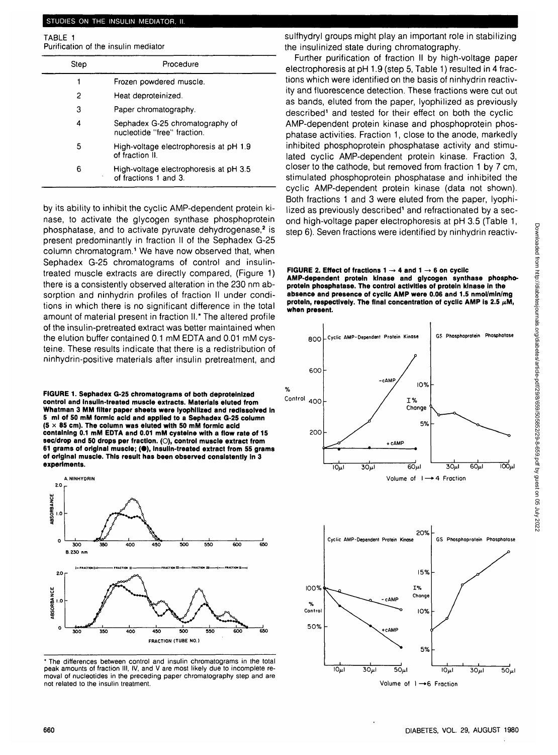TABLE 1
Purification of the insulin mediator

| Step | Procedure |
|---|---|
| 1 | Frozen powdered muscle. |
| 2 | Heat deproteinized. |
| 3 | Paper chromatography. |
| 4 | Sephadex G-25 chromatography of nucleotide "free" fraction. |
| 5 | High-voltage electrophoresis at pH 1.9 of fraction II. |
| 6 | High-voltage electrophoresis at pH 3.5 of fractions 1 and 3. |

by its ability to inhibit the cyclic AMP-dependent protein kinase, to activate the glycogen synthase phosphoprotein phosphatase, and to activate pyruvate dehydrogenase,[2] is present predominantly in fraction II of the Sephadex G-25 column chromatogram.[1] We have now observed that, when Sephadex G-25 chromatograms of control and insulin-treated muscle extracts are directly compared, (Figure 1) there is a consistently observed alteration in the 230 nm absorption and ninhydrin profiles of fraction II under conditions in which there is no significant difference in the total amount of material present in fraction II.* The altered profile of the insulin-pretreated extract was better maintained when the elution buffer contained 0.1 mM EDTA and 0.01 mM cysteine. These results indicate that there is a redistribution of ninhydrin-positive materials after insulin pretreatment, and

**FIGURE 1. Sephadex G-25 chromatograms of both deproteinized control and insulin-treated muscle extracts. Materials eluted from Whatman 3 MM filter paper sheets were lyophilized and redissolved in 5 ml of 50 mM formic acid and applied to a Sephadex G-25 column (5 × 85 cm). The column was eluted with 50 mM formic acid containing 0.1 mM EDTA and 0.01 mM cysteine with a flow rate of 15 sec/drop and 50 drops per fraction. (○), control muscle extract from 61 grams of original muscle; (●), insulin-treated extract from 55 grams of original muscle. This result has been observed consistently in 3 experiments.**

* The differences between control and insulin chromatograms in the total peak amounts of fraction III, IV, and V are most likely due to incomplete removal of nucleotides in the preceding paper chromatography step and are not related to the insulin treatment.

sulfhydryl groups might play an important role in stabilizing the insulinized state during chromatography.

Further purification of fraction II by high-voltage paper electrophoresis at pH 1.9 (step 5, Table 1) resulted in 4 fractions which were identified on the basis of ninhydrin reactivity and fluorescence detection. These fractions were cut out as bands, eluted from the paper, lyophilized as previously described[1] and tested for their effect on both the cyclic AMP-dependent protein kinase and phosphoprotein phosphatase activities. Fraction 1, close to the anode, markedly inhibited phosphoprotein phosphatase activity and stimulated cyclic AMP-dependent protein kinase. Fraction 3, closer to the cathode, but removed from fraction 1 by 7 cm, stimulated phosphoprotein phosphatase and inhibited the cyclic AMP-dependent protein kinase (data not shown). Both fractions 1 and 3 were eluted from the paper, lyophilized as previously described[1] and refractionated by a second high-voltage paper electrophoresis at pH 3.5 (Table 1, step 6). Seven fractions were identified by ninhydrin reactiv-

**FIGURE 2. Effect of fractions 1 → 4 and 1 → 6 on cyclic AMP-dependent protein kinase and glycogen synthase phosphoprotein phosphatase. The control activities of protein kinase in the absence and presence of cyclic AMP were 0.06 and 1.5 nmol/min/mg protein, respectively. The final concentration of cyclic AMP is 2.5 μM, when present.**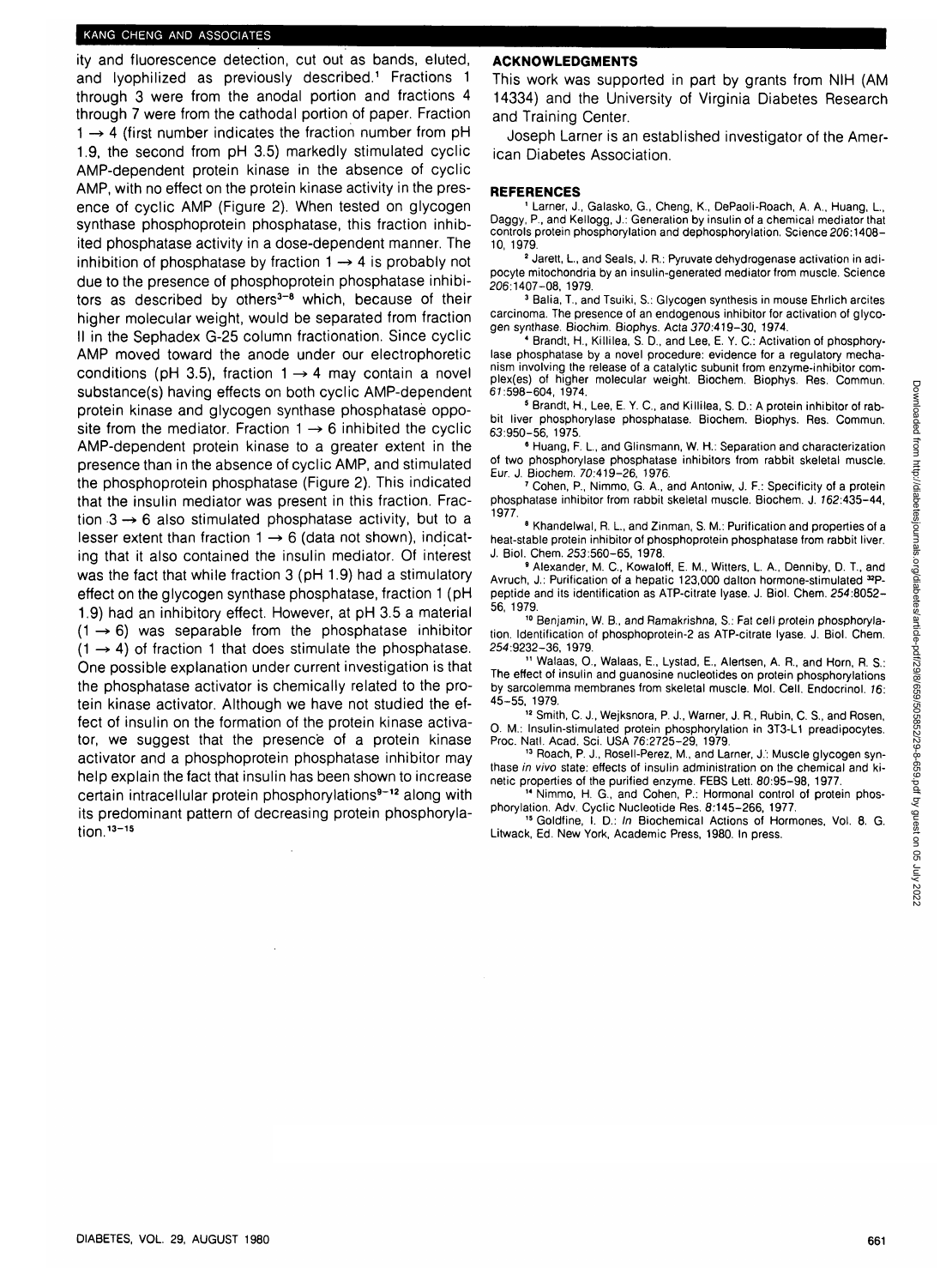ity and fluorescence detection, cut out as bands, eluted, and lyophilized as previously described.[1] Fractions 1 through 3 were from the anodal portion and fractions 4 through 7 were from the cathodal portion of paper. Fraction 1 → 4 (first number indicates the fraction number from pH 1.9, the second from pH 3.5) markedly stimulated cyclic AMP-dependent protein kinase in the absence of cyclic AMP, with no effect on the protein kinase activity in the presence of cyclic AMP (Figure 2). When tested on glycogen synthase phosphoprotein phosphatase, this fraction inhibited phosphatase activity in a dose-dependent manner. The inhibition of phosphatase by fraction 1 → 4 is probably not due to the presence of phosphoprotein phosphatase inhibitors as described by others[3-8] which, because of their higher molecular weight, would be separated from fraction II in the Sephadex G-25 column fractionation. Since cyclic AMP moved toward the anode under our electrophoretic conditions (pH 3.5), fraction 1 → 4 may contain a novel substance(s) having effects on both cyclic AMP-dependent protein kinase and glycogen synthase phosphatase opposite from the mediator. Fraction 1 → 6 inhibited the cyclic AMP-dependent protein kinase to a greater extent in the presence than in the absence of cyclic AMP, and stimulated the phosphoprotein phosphatase (Figure 2). This indicated that the insulin mediator was present in this fraction. Fraction 3 → 6 also stimulated phosphatase activity, but to a lesser extent than fraction 1 → 6 (data not shown), indicating that it also contained the insulin mediator. Of interest was the fact that while fraction 3 (pH 1.9) had a stimulatory effect on the glycogen synthase phosphatase, fraction 1 (pH 1.9) had an inhibitory effect. However, at pH 3.5 a material (1 → 6) was separable from the phosphatase inhibitor (1 → 4) of fraction 1 that does stimulate the phosphatase. One possible explanation under current investigation is that the phosphatase activator is chemically related to the protein kinase activator. Although we have not studied the effect of insulin on the formation of the protein kinase activator, we suggest that the presence of a protein kinase activator and a phosphoprotein phosphatase inhibitor may help explain the fact that insulin has been shown to increase certain intracellular protein phosphorylations[9-12] along with its predominant pattern of decreasing protein phosphorylation.[13-15]

## ACKNOWLEDGMENTS

This work was supported in part by grants from NIH (AM 14334) and the University of Virginia Diabetes Research and Training Center.

Joseph Larner is an established investigator of the American Diabetes Association.

## REFERENCES

1. Larner, J., Galasko, G., Cheng, K., DePaoli-Roach, A. A., Huang, L., Daggy, P., and Kellogg, J.: Generation by insulin of a chemical mediator that controls protein phosphorylation and dephosphorylation. Science *206*:1408–10, 1979.
2. Jarett, L., and Seals, J. R.: Pyruvate dehydrogenase activation in adipocyte mitochondria by an insulin-generated mediator from muscle. Science *206*:1407–08, 1979.
3. Balia, T., and Tsuiki, S.: Glycogen synthesis in mouse Ehrlich ascites carcinoma. The presence of an endogenous inhibitor for activation of glycogen synthase. Biochim. Biophys. Acta *370*:419–30, 1974.
4. Brandt, H., Killilea, S. D., and Lee, E. Y. C.: Activation of phosphorylase phosphatase by a novel procedure: evidence for a regulatory mechanism involving the release of a catalytic subunit from enzyme-inhibitor complex(es) of higher molecular weight. Biochem. Biophys. Res. Commun. *61*:598–604, 1974.
5. Brandt, H., Lee, E. Y. C., and Killilea, S. D.: A protein inhibitor of rabbit liver phosphorylase phosphatase. Biochem. Biophys. Res. Commun. *63*:950–56, 1975.
6. Huang, F. L., and Glinsmann, W. H.: Separation and characterization of two phosphorylase phosphatase inhibitors from rabbit skeletal muscle. Eur. J. Biochem. *70*:419–26, 1976.
7. Cohen, P., Nimmo, G. A., and Antoniw, J. F.: Specificity of a protein phosphatase inhibitor from rabbit skeletal muscle. Biochem. J. *162*:435–44, 1977.
8. Khandelwal, R. L., and Zinman, S. M.: Purification and properties of a heat-stable protein inhibitor of phosphoprotein phosphatase from rabbit liver. J. Biol. Chem. *253*:560–65, 1978.
9. Alexander, M. C., Kowaloff, E. M., Witters, L. A., Denniby, D. T., and Avruch, J.: Purification of a hepatic 123,000 dalton hormone-stimulated $^{32}$P-peptide and its identification as ATP-citrate lyase. J. Biol. Chem. *254*:8052–56, 1979.
10. Benjamin, W. B., and Ramakrishna, S.: Fat cell protein phosphorylation. Identification of phosphoprotein-2 as ATP-citrate lyase. J. Biol. Chem. *254*:9232–36, 1979.
11. Walaas, O., Walaas, E., Lystad, E., Alertsen, A. R., and Horn, R. S.: The effect of insulin and guanosine nucleotides on protein phosphorylations by sarcolemma membranes from skeletal muscle. Mol. Cell. Endocrinol. *16*:45–55, 1979.
12. Smith, C. J., Wejksnora, P. J., Warner, J. R., Rubin, C. S., and Rosen, O. M.: Insulin-stimulated protein phosphorylation in 3T3-L1 preadipocytes. Proc. Natl. Acad. Sci. USA *76*:2725–29, 1979.
13. Roach, P. J., Rosell-Perez, M., and Larner, J.: Muscle glycogen synthase *in vivo* state: effects of insulin administration on the chemical and kinetic properties of the purified enzyme. FEBS Lett. *80*:95–98, 1977.
14. Nimmo, H. G., and Cohen, P.: Hormonal control of protein phosphorylation. Adv. Cyclic Nucleotide Res. *8*:145–266, 1977.
15. Goldfine, I. D.: *In* Biochemical Actions of Hormones, Vol. 8. G. Litwack, Ed. New York, Academic Press, 1980. In press.